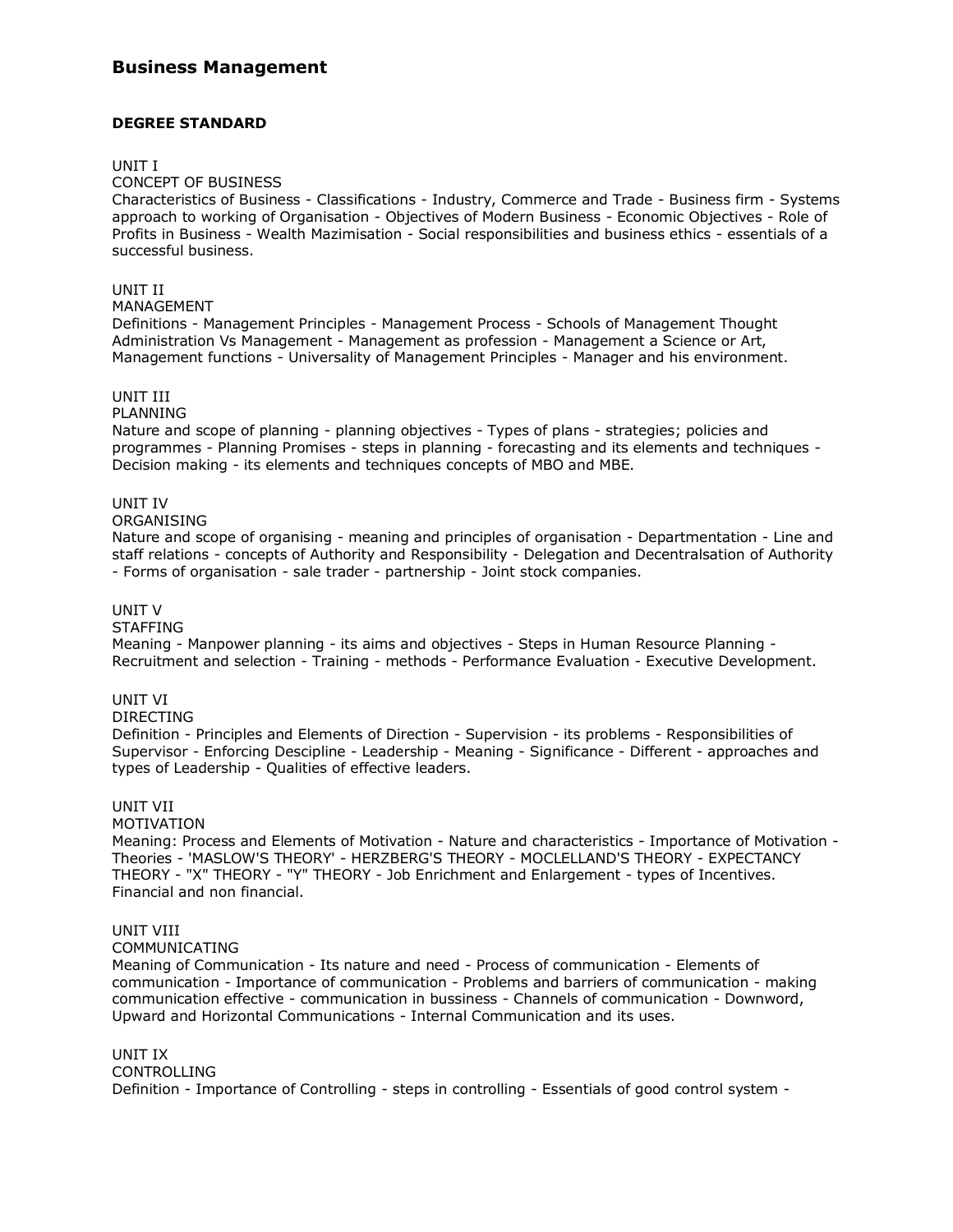# Business Management

**DEGREE STANDARD**

UNIT I
CONCEPT OF BUSINESS
Characteristics of Business - Classifications - Industry, Commerce and Trade - Business firm - Systems approach to working of Organisation - Objectives of Modern Business - Economic Objectives - Role of Profits in Business - Wealth Mazimisation - Social responsibilities and business ethics - essentials of a successful business.

UNIT II
MANAGEMENT
Definitions - Management Principles - Management Process - Schools of Management Thought Administration Vs Management - Management as profession - Management a Science or Art, Management functions - Universality of Management Principles - Manager and his environment.

UNIT III
PLANNING
Nature and scope of planning - planning objectives - Types of plans - strategies; policies and programmes - Planning Promises - steps in planning - forecasting and its elements and techniques - Decision making - its elements and techniques concepts of MBO and MBE.

UNIT IV
ORGANISING
Nature and scope of organising - meaning and principles of organisation - Departmentation - Line and staff relations - concepts of Authority and Responsibility - Delegation and Decentralsation of Authority - Forms of organisation - sale trader - partnership - Joint stock companies.

UNIT V
STAFFING
Meaning - Manpower planning - its aims and objectives - Steps in Human Resource Planning - Recruitment and selection - Training - methods - Performance Evaluation - Executive Development.

UNIT VI
DIRECTING
Definition - Principles and Elements of Direction - Supervision - its problems - Responsibilities of Supervisor - Enforcing Descipline - Leadership - Meaning - Significance - Different - approaches and types of Leadership - Qualities of effective leaders.

UNIT VII
MOTIVATION
Meaning: Process and Elements of Motivation - Nature and characteristics - Importance of Motivation - Theories - 'MASLOW'S THEORY' - HERZBERG'S THEORY - MOCLELLAND'S THEORY - EXPECTANCY THEORY - "X" THEORY - "Y" THEORY - Job Enrichment and Enlargement - types of Incentives. Financial and non financial.

UNIT VIII
COMMUNICATING
Meaning of Communication - Its nature and need - Process of communication - Elements of communication - Importance of communication - Problems and barriers of communication - making communication effective - communication in bussiness - Channels of communication - Downword, Upward and Horizontal Communications - Internal Communication and its uses.

UNIT IX
CONTROLLING
Definition - Importance of Controlling - steps in controlling - Essentials of good control system -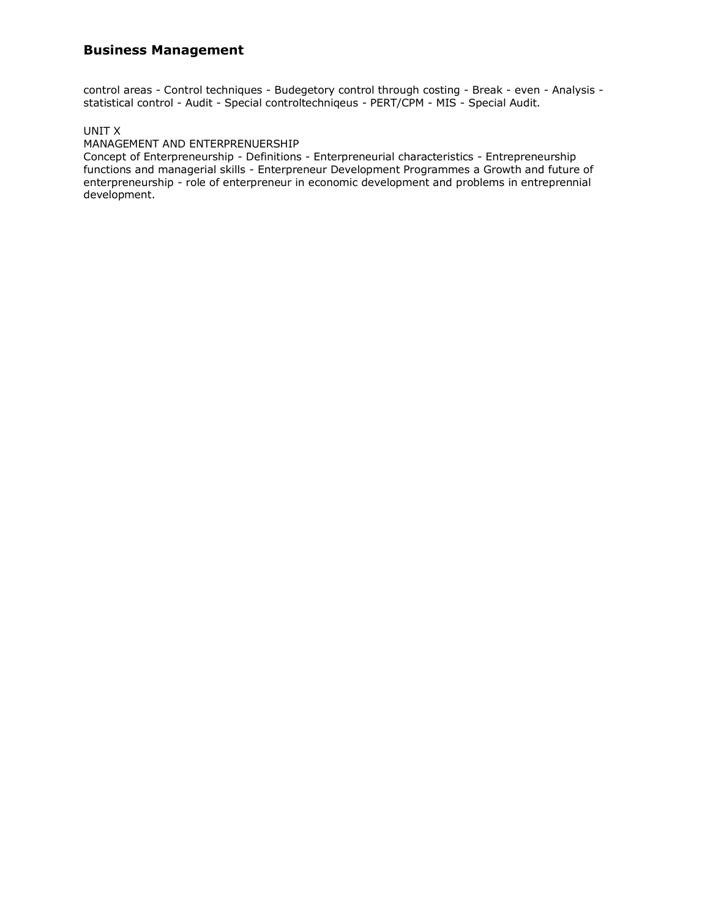control areas - Control techniques - Budegetory control through costing - Break - even - Analysis - statistical control - Audit - Special controltechniqeus - PERT/CPM - MIS - Special Audit.

UNIT X

MANAGEMENT AND ENTERPRENUERSHIP

Concept of Enterpreneurship - Definitions - Enterpreneurial characteristics - Entrepreneurship functions and managerial skills - Enterpreneur Development Programmes a Growth and future of enterpreneurship - role of enterpreneur in economic development and problems in entreprennial development.